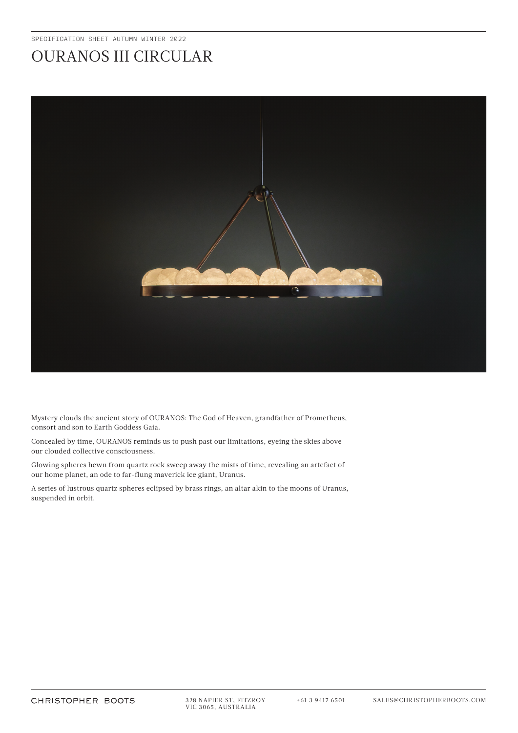SPECIFICATION SHEET AUTUMN WINTER 2022

# OURANOS III CIRCULAR

Mystery clouds the ancient story of OURANOS: The God of Heaven, grandfather of Prometheus, consort and son to Earth Goddess Gaia.

Concealed by time, OURANOS reminds us to push past our limitations, eyeing the skies above our clouded collective consciousness.

Glowing spheres hewn from quartz rock sweep away the mists of time, revealing an artefact of our home planet, an ode to far-flung maverick ice giant, Uranus.

A series of lustrous quartz spheres eclipsed by brass rings, an altar akin to the moons of Uranus, suspended in orbit.

CHRISTOPHER BOOTS

328 NAPIER ST, FITZROY
VIC 3065, AUSTRALIA

+61 3 9417 6501

SALES@CHRISTOPHERBOOTS.COM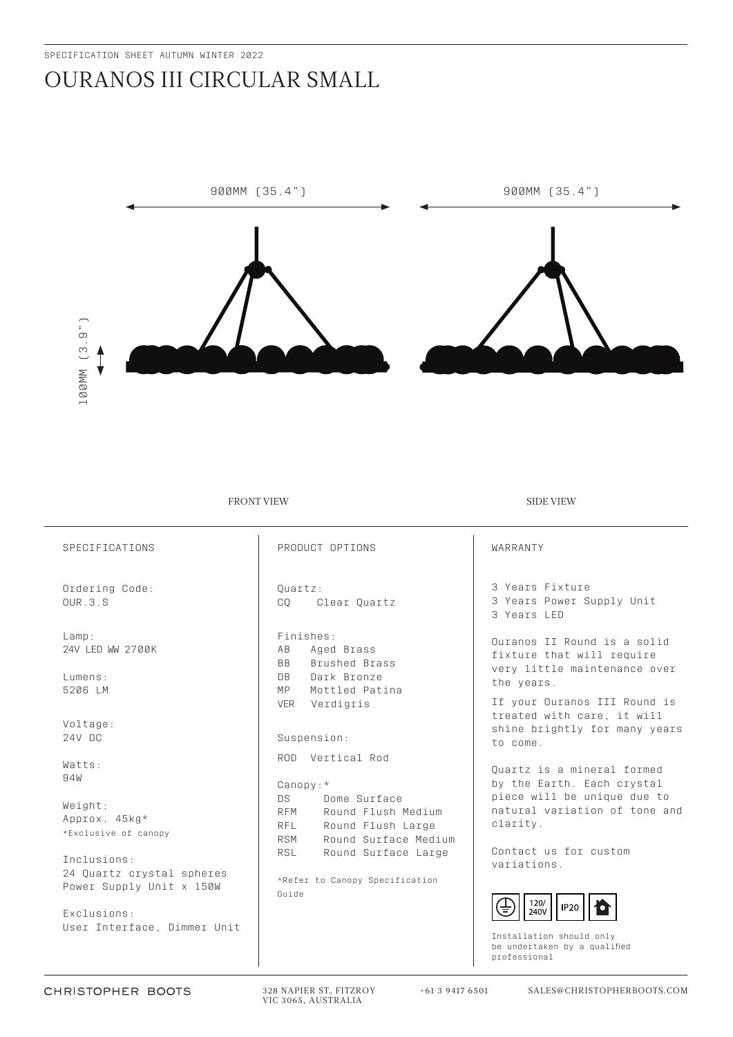SPECIFICATION SHEET AUTUMN WINTER 2022

# OURANOS III CIRCULAR SMALL

900MM (35.4")

900MM (35.4")

100MM (3.9")

FRONT VIEW

SIDE VIEW

## SPECIFICATIONS

Ordering Code:
OUR.3.S

Lamp:
24V LED WW 2700K

Lumens:
5206 LM

Voltage:
24V DC

Watts:
94W

Weight:
Approx. 45kg*
*Exclusive of canopy

Inclusions:
24 Quartz crystal spheres
Power Supply Unit x 150W

Exclusions:
User Interface, Dimmer Unit

## PRODUCT OPTIONS

Quartz:
CQ Clear Quartz

Finishes:
AB Aged Brass
BB Brushed Brass
DB Dark Bronze
MP Mottled Patina
VER Verdigris

Suspension:

ROD Vertical Rod

Canopy:*
DS Dome Surface
RFM Round Flush Medium
RFL Round Flush Large
RSM Round Surface Medium
RSL Round Surface Large

*Refer to Canopy Specification Guide

## WARRANTY

3 Years Fixture
3 Years Power Supply Unit
3 Years LED

Ouranos II Round is a solid fixture that will require very little maintenance over the years.

If your Ouranos III Round is treated with care, it will shine brightly for many years to come.

Quartz is a mineral formed by the Earth. Each crystal piece will be unique due to natural variation of tone and clarity.

Contact us for custom variations.

120/240V IP20

Installation should only be undertaken by a qualified professional

CHRISTOPHER BOOTS 328 NAPIER ST, FITZROY VIC 3065, AUSTRALIA +61 3 9417 6501 SALES@CHRISTOPHERBOOTS.COM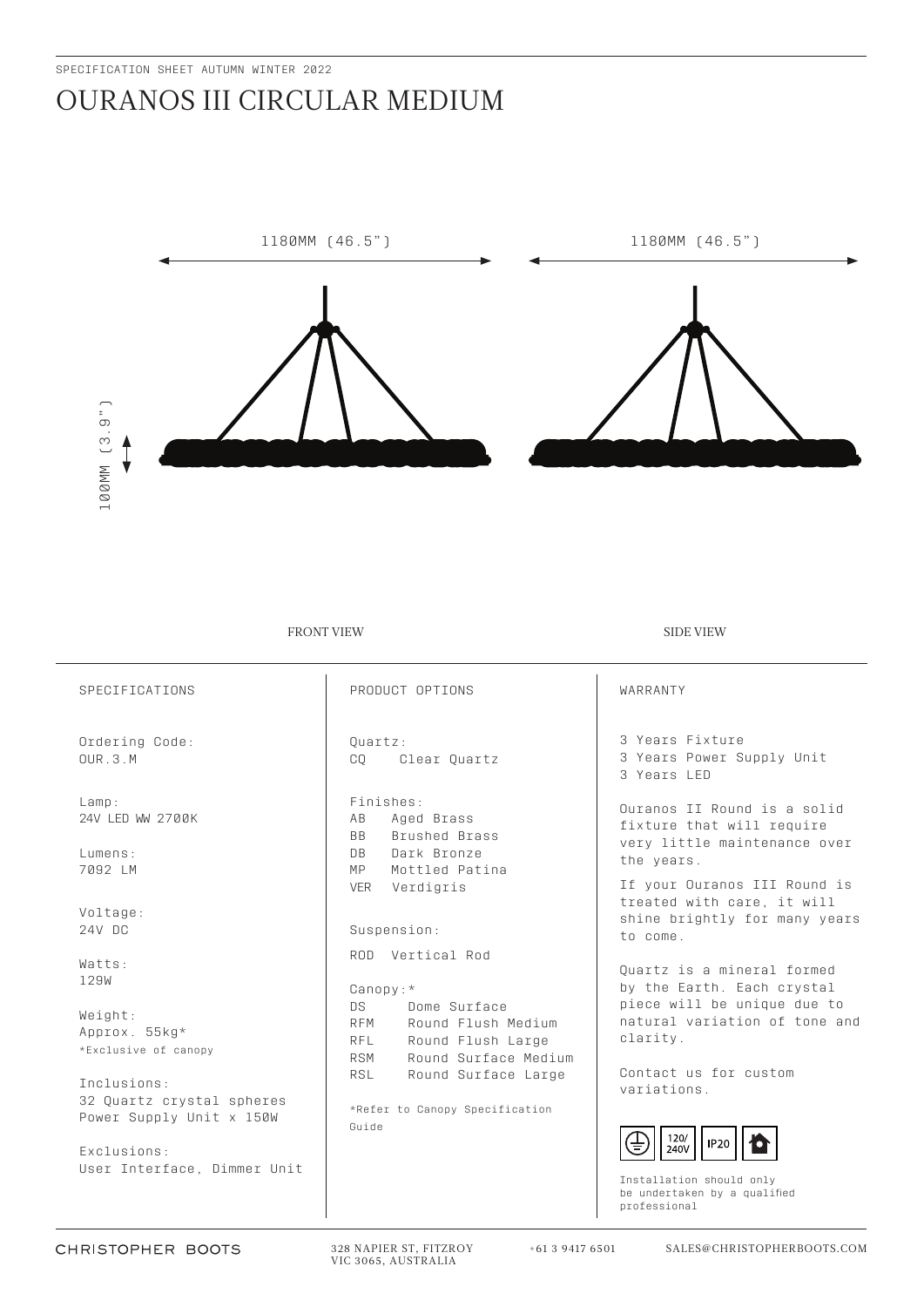SPECIFICATION SHEET AUTUMN WINTER 2022

# OURANOS III CIRCULAR MEDIUM

1180MM (46.5")

1180MM (46.5")

100MM (3.9")

FRONT VIEW

SIDE VIEW

## SPECIFICATIONS

Ordering Code:
OUR.3.M

Lamp:
24V LED WW 2700K

Lumens:
7092 LM

Voltage:
24V DC

Watts:
129W

Weight:
Approx. 55kg*
*Exclusive of canopy

Inclusions:
32 Quartz crystal spheres
Power Supply Unit x 150W

Exclusions:
User Interface, Dimmer Unit

## PRODUCT OPTIONS

Quartz:
CQ Clear Quartz

Finishes:
AB Aged Brass
BB Brushed Brass
DB Dark Bronze
MP Mottled Patina
VER Verdigris

Suspension:

ROD Vertical Rod

Canopy:*
DS Dome Surface
RFM Round Flush Medium
RFL Round Flush Large
RSM Round Surface Medium
RSL Round Surface Large

*Refer to Canopy Specification Guide

## WARRANTY

3 Years Fixture
3 Years Power Supply Unit
3 Years LED

Ouranos II Round is a solid fixture that will require very little maintenance over the years.

If your Ouranos III Round is treated with care, it will shine brightly for many years to come.

Quartz is a mineral formed by the Earth. Each crystal piece will be unique due to natural variation of tone and clarity.

Contact us for custom variations.

120/240V IP20

Installation should only be undertaken by a qualified professional

CHRISTOPHER BOOTS

328 NAPIER ST, FITZROY VIC 3065, AUSTRALIA

+61 3 9417 6501

SALES@CHRISTOPHERBOOTS.COM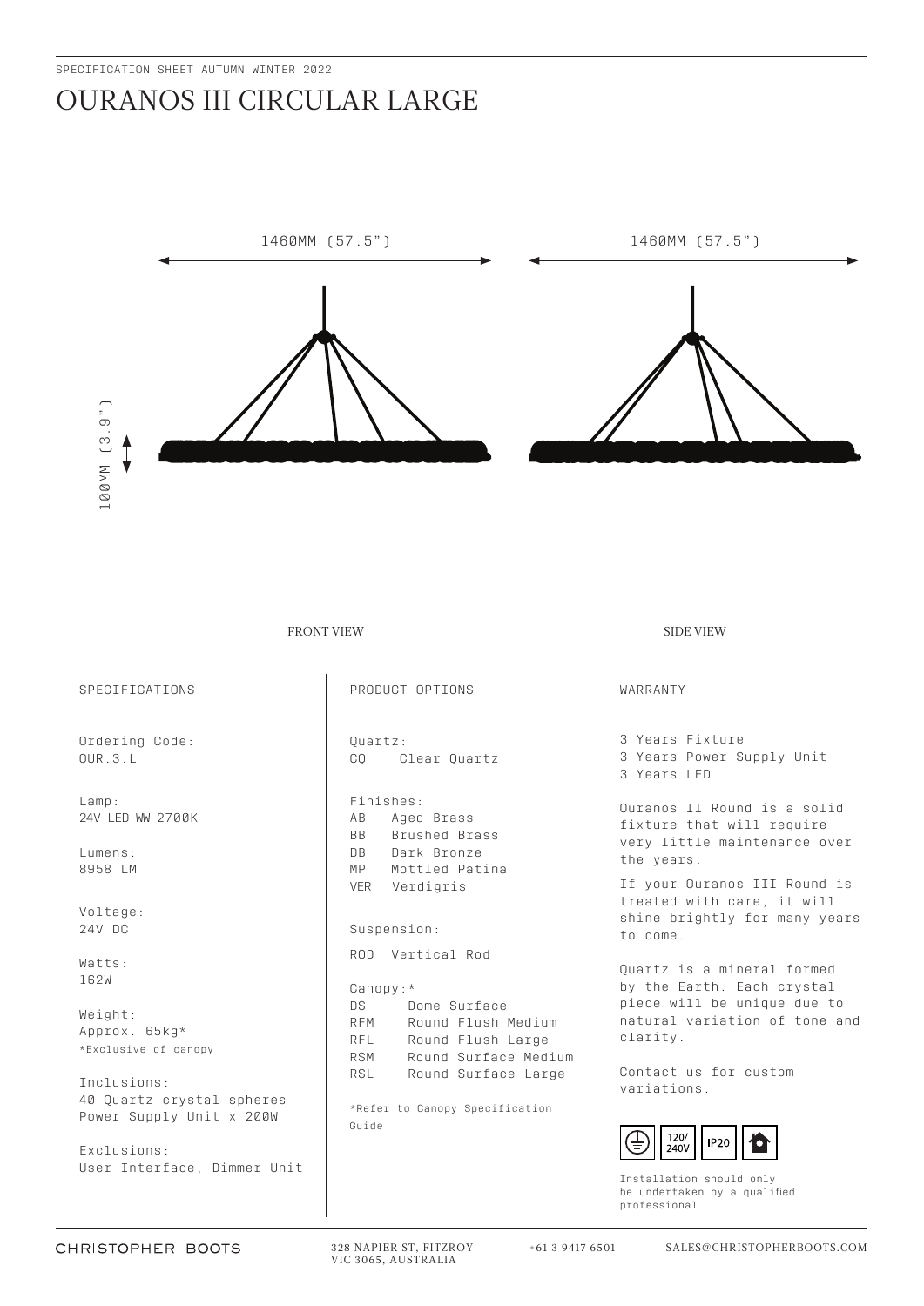SPECIFICATION SHEET AUTUMN WINTER 2022

# OURANOS III CIRCULAR LARGE

1460MM (57.5")

1460MM (57.5")

100MM (3.9")

FRONT VIEW

SIDE VIEW

## SPECIFICATIONS

Ordering Code:
OUR.3.L

Lamp:
24V LED WW 2700K

Lumens:
8958 LM

Voltage:
24V DC

Watts:
162W

Weight:
Approx. 65kg*
*Exclusive of canopy

Inclusions:
40 Quartz crystal spheres
Power Supply Unit x 200W

Exclusions:
User Interface, Dimmer Unit

## PRODUCT OPTIONS

Quartz:
CQ Clear Quartz

Finishes:
AB Aged Brass
BB Brushed Brass
DB Dark Bronze
MP Mottled Patina
VER Verdigris

Suspension:

ROD Vertical Rod

Canopy:*
DS Dome Surface
RFM Round Flush Medium
RFL Round Flush Large
RSM Round Surface Medium
RSL Round Surface Large

*Refer to Canopy Specification Guide

## WARRANTY

3 Years Fixture
3 Years Power Supply Unit
3 Years LED

Ouranos II Round is a solid fixture that will require very little maintenance over the years.

If your Ouranos III Round is treated with care, it will shine brightly for many years to come.

Quartz is a mineral formed by the Earth. Each crystal piece will be unique due to natural variation of tone and clarity.

Contact us for custom variations.

120/240V IP20

Installation should only be undertaken by a qualified professional

CHRISTOPHER BOOTS

328 NAPIER ST, FITZROY
VIC 3065, AUSTRALIA

+61 3 9417 6501

SALES@CHRISTOPHERBOOTS.COM